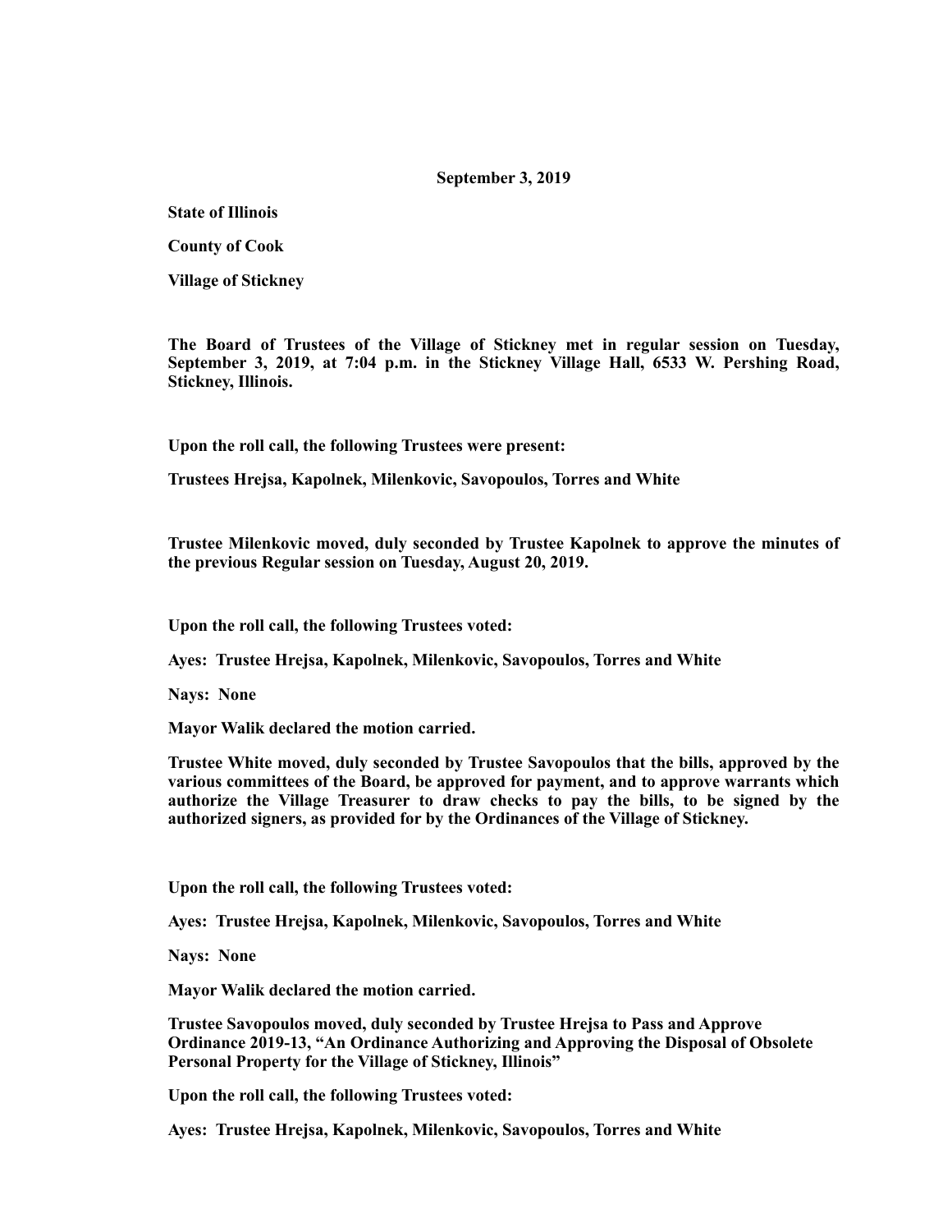**September 3, 2019**

**State of Illinois**

**County of Cook**

**Village of Stickney**

**The Board of Trustees of the Village of Stickney met in regular session on Tuesday, September 3, 2019, at 7:04 p.m. in the Stickney Village Hall, 6533 W. Pershing Road, Stickney, Illinois.**

**Upon the roll call, the following Trustees were present:**

**Trustees Hrejsa, Kapolnek, Milenkovic, Savopoulos, Torres and White**

**Trustee Milenkovic moved, duly seconded by Trustee Kapolnek to approve the minutes of the previous Regular session on Tuesday, August 20, 2019.**

**Upon the roll call, the following Trustees voted:**

**Ayes: Trustee Hrejsa, Kapolnek, Milenkovic, Savopoulos, Torres and White**

**Nays: None**

**Mayor Walik declared the motion carried.**

**Trustee White moved, duly seconded by Trustee Savopoulos that the bills, approved by the various committees of the Board, be approved for payment, and to approve warrants which authorize the Village Treasurer to draw checks to pay the bills, to be signed by the authorized signers, as provided for by the Ordinances of the Village of Stickney.**

**Upon the roll call, the following Trustees voted:**

**Ayes: Trustee Hrejsa, Kapolnek, Milenkovic, Savopoulos, Torres and White**

**Nays: None**

**Mayor Walik declared the motion carried.**

**Trustee Savopoulos moved, duly seconded by Trustee Hrejsa to Pass and Approve Ordinance 2019-13, "An Ordinance Authorizing and Approving the Disposal of Obsolete Personal Property for the Village of Stickney, Illinois"**

**Upon the roll call, the following Trustees voted:**

**Ayes: Trustee Hrejsa, Kapolnek, Milenkovic, Savopoulos, Torres and White**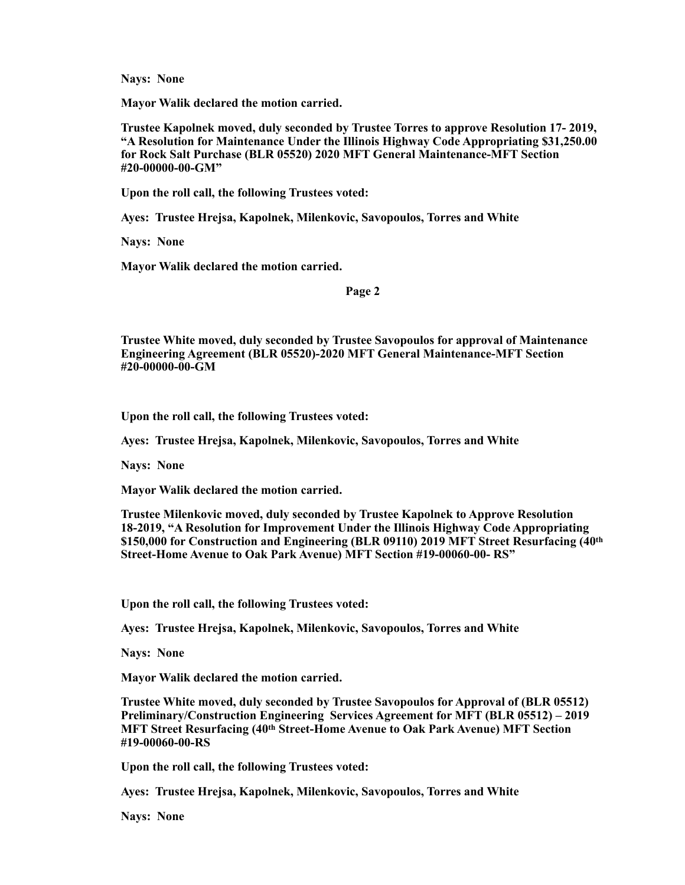**Nays: None**

**Mayor Walik declared the motion carried.**

**Trustee Kapolnek moved, duly seconded by Trustee Torres to approve Resolution 17- 2019, "A Resolution for Maintenance Under the Illinois Highway Code Appropriating $31,250.00 for Rock Salt Purchase (BLR 05520) 2020 MFT General Maintenance-MFT Section #20-00000-00-GM"**

**Upon the roll call, the following Trustees voted:**

**Ayes: Trustee Hrejsa, Kapolnek, Milenkovic, Savopoulos, Torres and White**

**Nays: None**

**Mayor Walik declared the motion carried.**

**Trustee White moved, duly seconded by Trustee Savopoulos for approval of Maintenance Engineering Agreement (BLR 05520)-2020 MFT General Maintenance-MFT Section #20-00000-00-GM**

**Upon the roll call, the following Trustees voted:**

**Ayes: Trustee Hrejsa, Kapolnek, Milenkovic, Savopoulos, Torres and White**

**Nays: None**

**Mayor Walik declared the motion carried.**

**Trustee Milenkovic moved, duly seconded by Trustee Kapolnek to Approve Resolution 18-2019, "A Resolution for Improvement Under the Illinois Highway Code Appropriating $150,000 for Construction and Engineering (BLR 09110) 2019 MFT Street Resurfacing (40th Street-Home Avenue to Oak Park Avenue) MFT Section #19-00060-00- RS"**

**Upon the roll call, the following Trustees voted:**

**Ayes: Trustee Hrejsa, Kapolnek, Milenkovic, Savopoulos, Torres and White**

**Nays: None**

**Mayor Walik declared the motion carried.**

**Trustee White moved, duly seconded by Trustee Savopoulos for Approval of (BLR 05512) Preliminary/Construction Engineering Services Agreement for MFT (BLR 05512) – 2019 MFT Street Resurfacing (40th Street-Home Avenue to Oak Park Avenue) MFT Section #19-00060-00-RS**

**Upon the roll call, the following Trustees voted:**

**Ayes: Trustee Hrejsa, Kapolnek, Milenkovic, Savopoulos, Torres and White**

**Nays: None**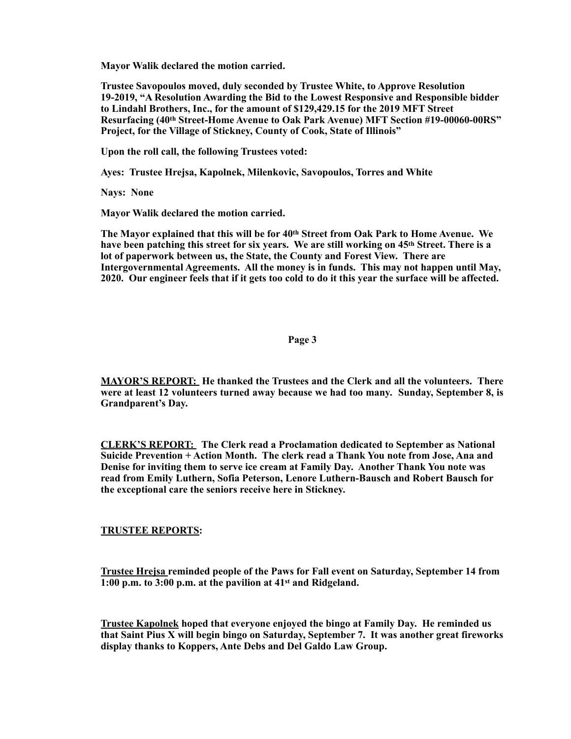**Mayor Walik declared the motion carried.**

**Trustee Savopoulos moved, duly seconded by Trustee White, to Approve Resolution 19-2019, "A Resolution Awarding the Bid to the Lowest Responsive and Responsible bidder to Lindahl Brothers, Inc., for the amount of $129,429.15 for the 2019 MFT Street Resurfacing (40th Street-Home Avenue to Oak Park Avenue) MFT Section #19-00060-00RS" Project, for the Village of Stickney, County of Cook, State of Illinois"**

**Upon the roll call, the following Trustees voted:**

**Ayes: Trustee Hrejsa, Kapolnek, Milenkovic, Savopoulos, Torres and White**

**Nays: None**

**Mayor Walik declared the motion carried.**

**The Mayor explained that this will be for 40th Street from Oak Park to Home Avenue. We have been patching this street for six years. We are still working on 45th Street. There is a lot of paperwork between us, the State, the County and Forest View. There are Intergovernmental Agreements. All the money is in funds. This may not happen until May, 2020. Our engineer feels that if it gets too cold to do it this year the surface will be affected.**

**<u>MAYOR'S REPORT:</u> He thanked the Trustees and the Clerk and all the volunteers. There were at least 12 volunteers turned away because we had too many. Sunday, September 8, is Grandparent's Day.**

**<u>CLERK'S REPORT:</u> The Clerk read a Proclamation dedicated to September as National Suicide Prevention + Action Month. The clerk read a Thank You note from Jose, Ana and Denise for inviting them to serve ice cream at Family Day. Another Thank You note was read from Emily Luthern, Sofia Peterson, Lenore Luthern-Bausch and Robert Bausch for the exceptional care the seniors receive here in Stickney.**

**<u>TRUSTEE REPORTS</u>:**

**<u>Trustee Hrejsa</u> reminded people of the Paws for Fall event on Saturday, September 14 from 1:00 p.m. to 3:00 p.m. at the pavilion at 41st and Ridgeland.**

**<u>Trustee Kapolnek</u> hoped that everyone enjoyed the bingo at Family Day. He reminded us that Saint Pius X will begin bingo on Saturday, September 7. It was another great fireworks display thanks to Koppers, Ante Debs and Del Galdo Law Group.**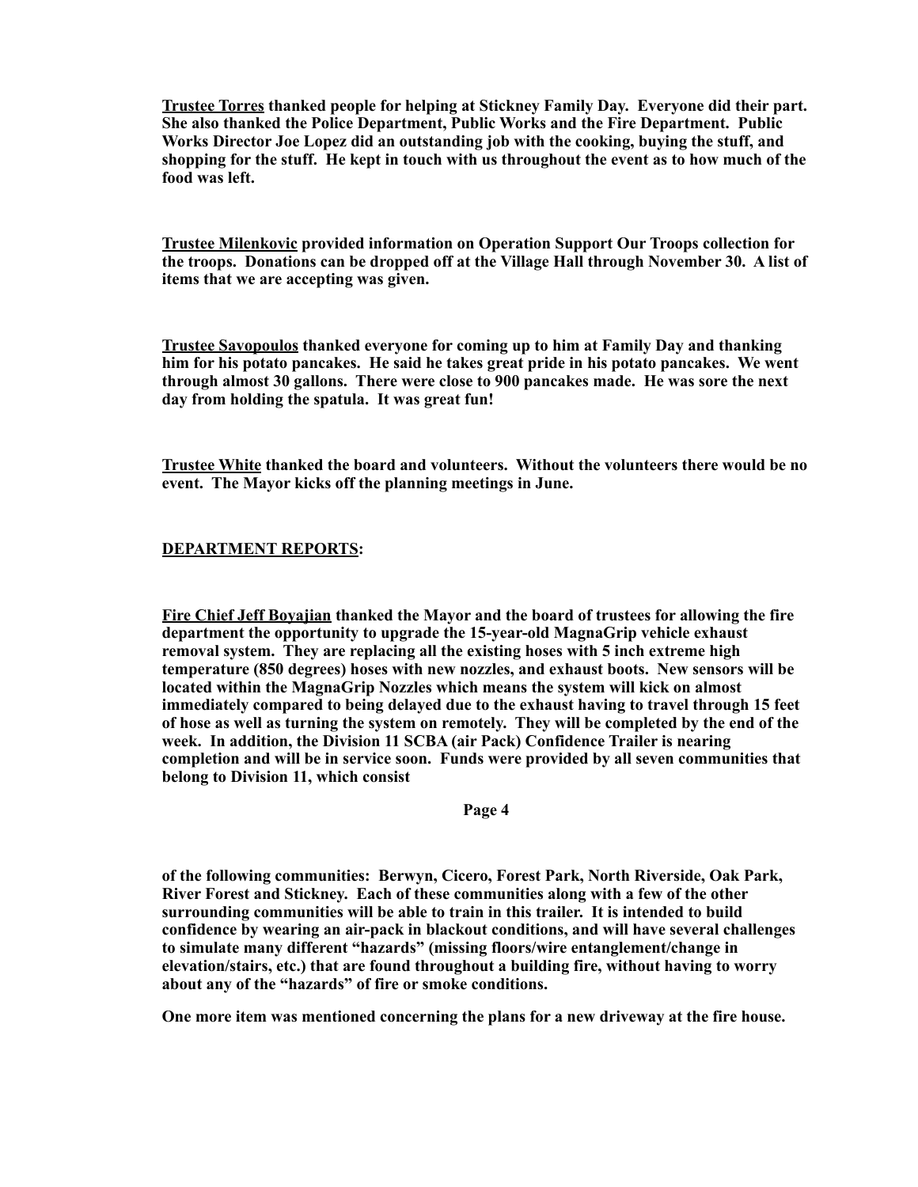**<u>Trustee Torres</u> thanked people for helping at Stickney Family Day. Everyone did their part. She also thanked the Police Department, Public Works and the Fire Department. Public Works Director Joe Lopez did an outstanding job with the cooking, buying the stuff, and shopping for the stuff. He kept in touch with us throughout the event as to how much of the food was left.**

**<u>Trustee Milenkovic</u> provided information on Operation Support Our Troops collection for the troops. Donations can be dropped off at the Village Hall through November 30. A list of items that we are accepting was given.**

**<u>Trustee Savopoulos</u> thanked everyone for coming up to him at Family Day and thanking him for his potato pancakes. He said he takes great pride in his potato pancakes. We went through almost 30 gallons. There were close to 900 pancakes made. He was sore the next day from holding the spatula. It was great fun!**

**<u>Trustee White</u> thanked the board and volunteers. Without the volunteers there would be no event. The Mayor kicks off the planning meetings in June.**

## **<u>DEPARTMENT REPORTS</u>:**

**<u>Fire Chief Jeff Boyajian</u> thanked the Mayor and the board of trustees for allowing the fire department the opportunity to upgrade the 15-year-old MagnaGrip vehicle exhaust removal system. They are replacing all the existing hoses with 5 inch extreme high temperature (850 degrees) hoses with new nozzles, and exhaust boots. New sensors will be located within the MagnaGrip Nozzles which means the system will kick on almost immediately compared to being delayed due to the exhaust having to travel through 15 feet of hose as well as turning the system on remotely. They will be completed by the end of the week. In addition, the Division 11 SCBA (air Pack) Confidence Trailer is nearing completion and will be in service soon. Funds were provided by all seven communities that belong to Division 11, which consist of the following communities: Berwyn, Cicero, Forest Park, North Riverside, Oak Park, River Forest and Stickney. Each of these communities along with a few of the other surrounding communities will be able to train in this trailer. It is intended to build confidence by wearing an air-pack in blackout conditions, and will have several challenges to simulate many different "hazards" (missing floors/wire entanglement/change in elevation/stairs, etc.) that are found throughout a building fire, without having to worry about any of the "hazards" of fire or smoke conditions.**

**One more item was mentioned concerning the plans for a new driveway at the fire house.**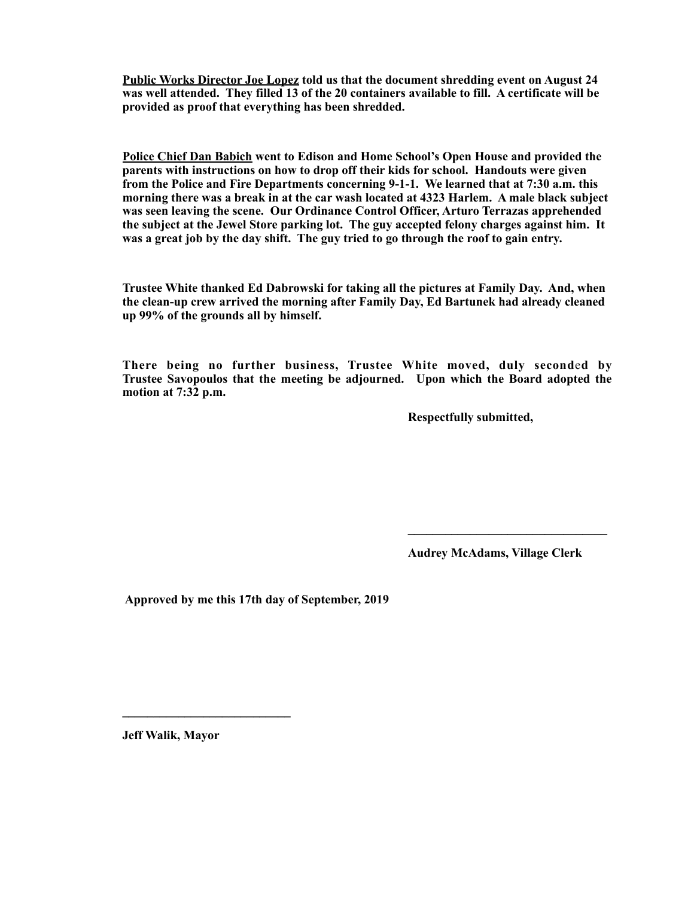**<u>Public Works Director Joe Lopez</u> told us that the document shredding event on August 24 was well attended. They filled 13 of the 20 containers available to fill. A certificate will be provided as proof that everything has been shredded.**

**<u>Police Chief Dan Babich</u> went to Edison and Home School's Open House and provided the parents with instructions on how to drop off their kids for school. Handouts were given from the Police and Fire Departments concerning 9-1-1. We learned that at 7:30 a.m. this morning there was a break in at the car wash located at 4323 Harlem. A male black subject was seen leaving the scene. Our Ordinance Control Officer, Arturo Terrazas apprehended the subject at the Jewel Store parking lot. The guy accepted felony charges against him. It was a great job by the day shift. The guy tried to go through the roof to gain entry.**

**Trustee White thanked Ed Dabrowski for taking all the pictures at Family Day. And, when the clean-up crew arrived the morning after Family Day, Ed Bartunek had already cleaned up 99% of the grounds all by himself.**

**There being no further business, Trustee White moved, duly seconded by Trustee Savopoulos that the meeting be adjourned. Upon which the Board adopted the motion at 7:32 p.m.**

**Respectfully submitted,**

**_________________________________**

**Audrey McAdams, Village Clerk**

**Approved by me this 17th day of September, 2019**

**___________________________**

**Jeff Walik, Mayor**